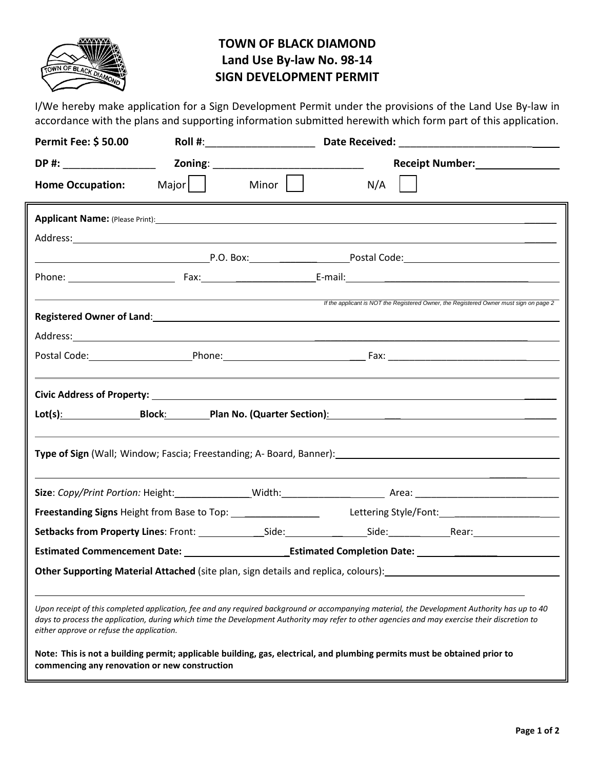# TOWN OF BLACK DIAMOND
## Land Use By-law No. 98-14
## SIGN DEVELOPMENT PERMIT

I/We hereby make application for a Sign Development Permit under the provisions of the Land Use By-law in accordance with the plans and supporting information submitted herewith which form part of this application.

**Permit Fee: $ 50.00** **Roll #**:___________________ **Date Received:** ___________________________

**DP #:** ________________ **Zoning**: __________________________ **Receipt Number:**_______________

**Home Occupation:** Major ☐ Minor ☐ N/A ☐

**Applicant Name:** (Please Print):_______________________________________________

Address:_______________________________________________

_______________________P.O. Box:______________Postal Code:_______________________

Phone: ___________________ Fax:______________________E-mail:___________________________________

*If the applicant is NOT the Registered Owner, the Registered Owner must sign on page 2*

**Registered Owner of Land**:_______________________________________________

Address:_______________________________________________

Postal Code:__________________Phone:_________________________ Fax: ___________________________

**Civic Address of Property:** _______________________________________________

**Lot(s)**:_______________**Block**:________**Plan No. (Quarter Section)**:_______________________________

**Type of Sign** (Wall; Window; Fascia; Freestanding; A- Board, Banner):_______________________________

_______________________________________________

**Size**: *Copy/Print Portion:* Height:______________Width:___________________ Area: ___________________________

**Freestanding Signs** Height from Base to Top: _______________ Lettering Style/Font:______________________

**Setbacks from Property Lines**: Front: ____________Side:_____________Side:____________Rear:________________

**Estimated Commencement Date:** ____________________**Estimated Completion Date:** ______________________

**Other Supporting Material Attached** (site plan, sign details and replica, colours):_______________________________

_______________________________________________

*Upon receipt of this completed application, fee and any required background or accompanying material, the Development Authority has up to 40 days to process the application, during which time the Development Authority may refer to other agencies and may exercise their discretion to either approve or refuse the application.*

**Note: This is not a building permit; applicable building, gas, electrical, and plumbing permits must be obtained prior to commencing any renovation or new construction**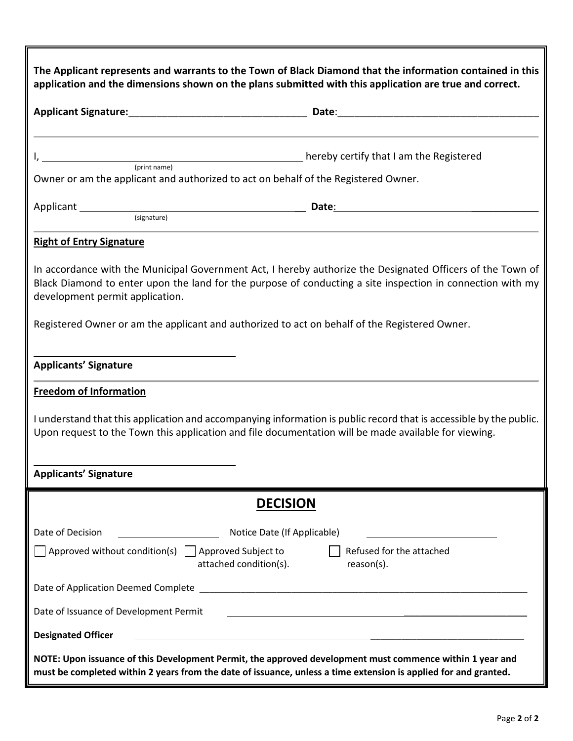**The Applicant represents and warrants to the Town of Black Diamond that the information contained in this application and the dimensions shown on the plans submitted with this application are true and correct.**

**Applicant Signature:**_______________________________ **Date**:__________________________________

---

I, ______________________________________________ hereby certify that I am the Registered
(print name)
Owner or am the applicant and authorized to act on behalf of the Registered Owner.

Applicant ________________________________________ **Date**:___________________________________
(signature)

---

**Right of Entry Signature**

In accordance with the Municipal Government Act, I hereby authorize the Designated Officers of the Town of Black Diamond to enter upon the land for the purpose of conducting a site inspection in connection with my development permit application.

Registered Owner or am the applicant and authorized to act on behalf of the Registered Owner.

____________________________________
**Applicants' Signature**

---

**Freedom of Information**

I understand that this application and accompanying information is public record that is accessible by the public. Upon request to the Town this application and file documentation will be made available for viewing.

____________________________________
**Applicants' Signature**

# DECISION

Date of Decision ____________________ Notice Date (If Applicable) ________________________

☐ Approved without condition(s) ☐ Approved Subject to attached condition(s). ☐ Refused for the attached reason(s).

Date of Application Deemed Complete ______________________________________________________

Date of Issuance of Development Permit ____________________________________________________

**Designated Officer** _________________________________________________________________

**NOTE: Upon issuance of this Development Permit, the approved development must commence within 1 year and must be completed within 2 years from the date of issuance, unless a time extension is applied for and granted.**